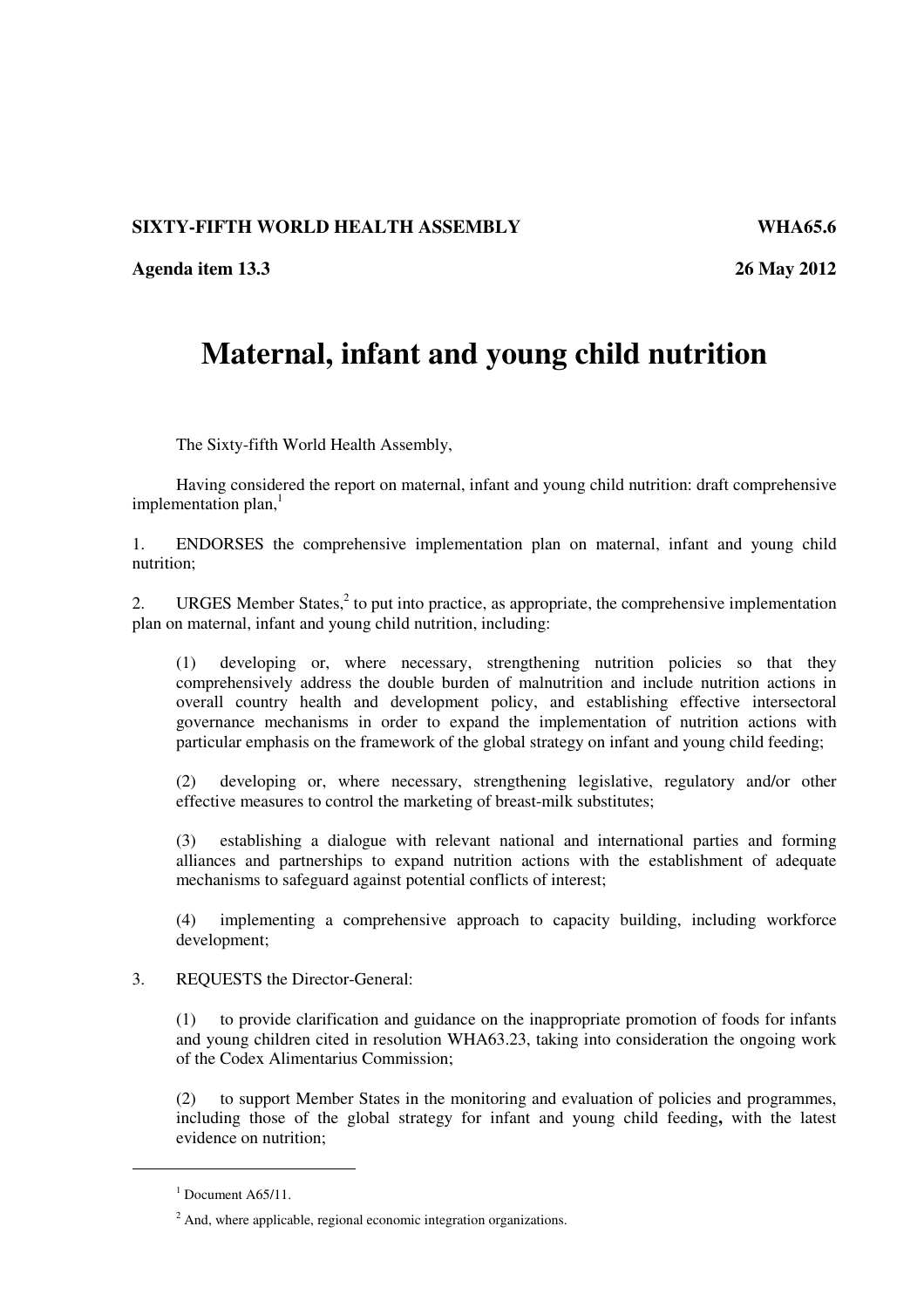**SIXTY-FIFTH WORLD HEALTH ASSEMBLY** **WHA65.6**

**Agenda item 13.3** **26 May 2012**

# Maternal, infant and young child nutrition

The Sixty-fifth World Health Assembly,

Having considered the report on maternal, infant and young child nutrition: draft comprehensive implementation plan,[1]

1. ENDORSES the comprehensive implementation plan on maternal, infant and young child nutrition;

2. URGES Member States,[2] to put into practice, as appropriate, the comprehensive implementation plan on maternal, infant and young child nutrition, including:

   (1) developing or, where necessary, strengthening nutrition policies so that they comprehensively address the double burden of malnutrition and include nutrition actions in overall country health and development policy, and establishing effective intersectoral governance mechanisms in order to expand the implementation of nutrition actions with particular emphasis on the framework of the global strategy on infant and young child feeding;

   (2) developing or, where necessary, strengthening legislative, regulatory and/or other effective measures to control the marketing of breast-milk substitutes;

   (3) establishing a dialogue with relevant national and international parties and forming alliances and partnerships to expand nutrition actions with the establishment of adequate mechanisms to safeguard against potential conflicts of interest;

   (4) implementing a comprehensive approach to capacity building, including workforce development;

3. REQUESTS the Director-General:

   (1) to provide clarification and guidance on the inappropriate promotion of foods for infants and young children cited in resolution WHA63.23, taking into consideration the ongoing work of the Codex Alimentarius Commission;

   (2) to support Member States in the monitoring and evaluation of policies and programmes, including those of the global strategy for infant and young child feeding**,** with the latest evidence on nutrition;

---

[1] Document A65/11.

[2] And, where applicable, regional economic integration organizations.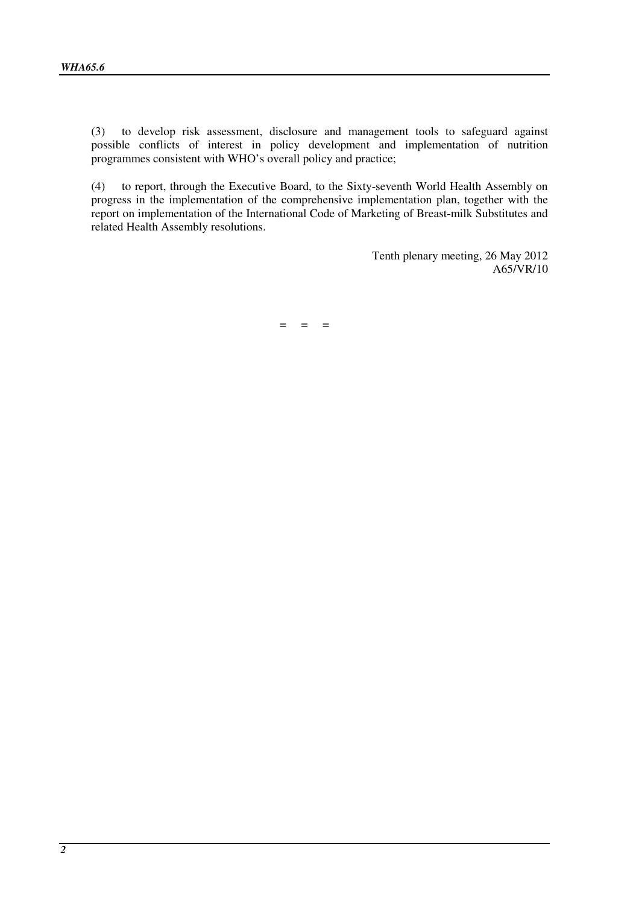(3) to develop risk assessment, disclosure and management tools to safeguard against possible conflicts of interest in policy development and implementation of nutrition programmes consistent with WHO's overall policy and practice;

(4) to report, through the Executive Board, to the Sixty-seventh World Health Assembly on progress in the implementation of the comprehensive implementation plan, together with the report on implementation of the International Code of Marketing of Breast-milk Substitutes and related Health Assembly resolutions.

Tenth plenary meeting, 26 May 2012
A65/VR/10

= = =